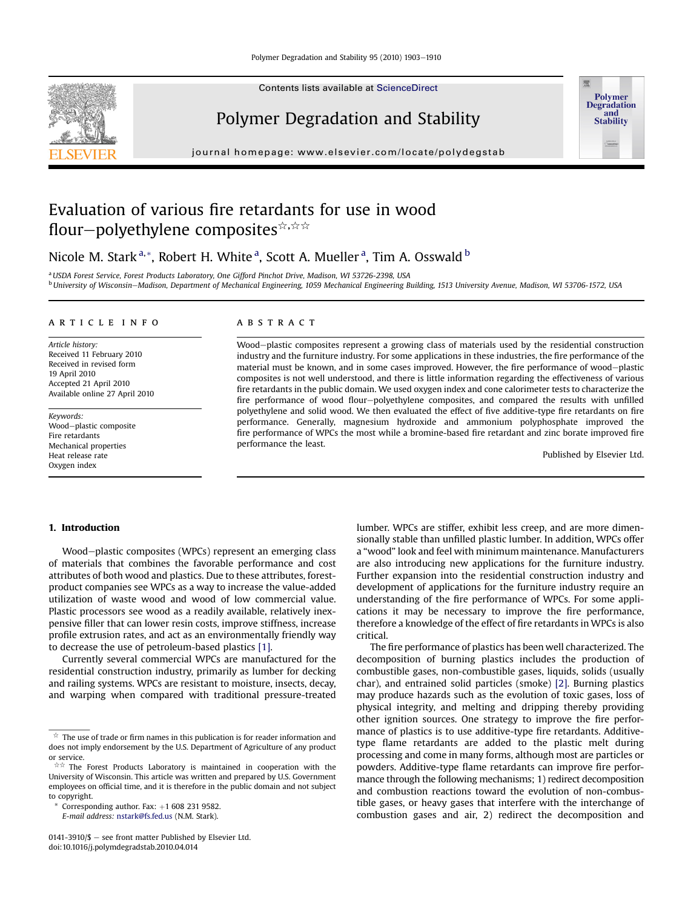# Evaluation of various fire retardants for use in wood flour–polyethylene composites☆,☆☆

Nicole M. Stark [a,*], Robert H. White [a], Scott A. Mueller [a], Tim A. Osswald [b]

[a] USDA Forest Service, Forest Products Laboratory, One Gifford Pinchot Drive, Madison, WI 53726-2398, USA

[b] University of Wisconsin–Madison, Department of Mechanical Engineering, 1059 Mechanical Engineering Building, 1513 University Avenue, Madison, WI 53706-1572, USA

## ARTICLE INFO

*Article history:*
Received 11 February 2010
Received in revised form 19 April 2010
Accepted 21 April 2010
Available online 27 April 2010

*Keywords:*
Wood–plastic composite
Fire retardants
Mechanical properties
Heat release rate
Oxygen index

## ABSTRACT

Wood–plastic composites represent a growing class of materials used by the residential construction industry and the furniture industry. For some applications in these industries, the fire performance of the material must be known, and in some cases improved. However, the fire performance of wood–plastic composites is not well understood, and there is little information regarding the effectiveness of various fire retardants in the public domain. We used oxygen index and cone calorimeter tests to characterize the fire performance of wood flour–polyethylene composites, and compared the results with unfilled polyethylene and solid wood. We then evaluated the effect of five additive-type fire retardants on fire performance. Generally, magnesium hydroxide and ammonium polyphosphate improved the fire performance of WPCs the most while a bromine-based fire retardant and zinc borate improved fire performance the least.

Published by Elsevier Ltd.

## 1. Introduction

Wood–plastic composites (WPCs) represent an emerging class of materials that combines the favorable performance and cost attributes of both wood and plastics. Due to these attributes, forest-product companies see WPCs as a way to increase the value-added utilization of waste wood and wood of low commercial value. Plastic processors see wood as a readily available, relatively inexpensive filler that can lower resin costs, improve stiffness, increase profile extrusion rates, and act as an environmentally friendly way to decrease the use of petroleum-based plastics [1].

Currently several commercial WPCs are manufactured for the residential construction industry, primarily as lumber for decking and railing systems. WPCs are resistant to moisture, insects, decay, and warping when compared with traditional pressure-treated lumber. WPCs are stiffer, exhibit less creep, and are more dimensionally stable than unfilled plastic lumber. In addition, WPCs offer a "wood" look and feel with minimum maintenance. Manufacturers are also introducing new applications for the furniture industry. Further expansion into the residential construction industry and development of applications for the furniture industry require an understanding of the fire performance of WPCs. For some applications it may be necessary to improve the fire performance, therefore a knowledge of the effect of fire retardants in WPCs is also critical.

The fire performance of plastics has been well characterized. The decomposition of burning plastics includes the production of combustible gases, non-combustible gases, liquids, solids (usually char), and entrained solid particles (smoke) [2]. Burning plastics may produce hazards such as the evolution of toxic gases, loss of physical integrity, and melting and dripping thereby providing other ignition sources. One strategy to improve the fire performance of plastics is to use additive-type fire retardants. Additive-type flame retardants are added to the plastic melt during processing and come in many forms, although most are particles or powders. Additive-type flame retardants can improve fire performance through the following mechanisms; 1) redirect decomposition and combustion reactions toward the evolution of non-combustible gases, or heavy gases that interfere with the interchange of combustion gases and air, 2) redirect the decomposition and

☆ The use of trade or firm names in this publication is for reader information and does not imply endorsement by the U.S. Department of Agriculture of any product or service.

☆☆ The Forest Products Laboratory is maintained in cooperation with the University of Wisconsin. This article was written and prepared by U.S. Government employees on official time, and it is therefore in the public domain and not subject to copyright.

\* Corresponding author. Fax: +1 608 231 9582.
E-mail address: nstark@fs.fed.us (N.M. Stark).

0141-3910/$ – see front matter Published by Elsevier Ltd.
doi:10.1016/j.polymdegradstab.2010.04.014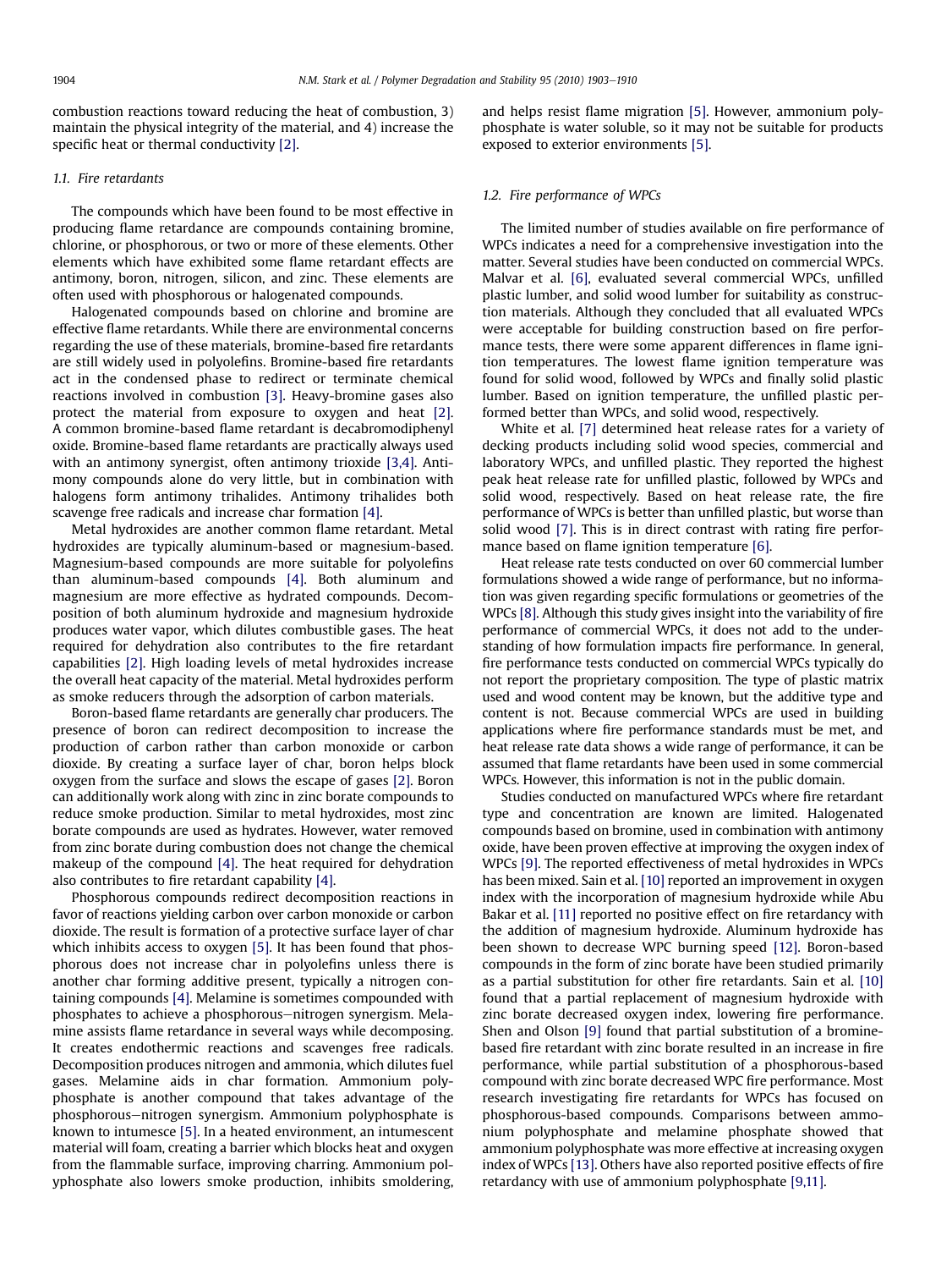combustion reactions toward reducing the heat of combustion, 3) maintain the physical integrity of the material, and 4) increase the specific heat or thermal conductivity [2].

### 1.1. Fire retardants

The compounds which have been found to be most effective in producing flame retardance are compounds containing bromine, chlorine, or phosphorous, or two or more of these elements. Other elements which have exhibited some flame retardant effects are antimony, boron, nitrogen, silicon, and zinc. These elements are often used with phosphorous or halogenated compounds.

Halogenated compounds based on chlorine and bromine are effective flame retardants. While there are environmental concerns regarding the use of these materials, bromine-based fire retardants are still widely used in polyolefins. Bromine-based fire retardants act in the condensed phase to redirect or terminate chemical reactions involved in combustion [3]. Heavy-bromine gases also protect the material from exposure to oxygen and heat [2]. A common bromine-based flame retardant is decabromodiphenyl oxide. Bromine-based flame retardants are practically always used with an antimony synergist, often antimony trioxide [3,4]. Antimony compounds alone do very little, but in combination with halogens form antimony trihalides. Antimony trihalides both scavenge free radicals and increase char formation [4].

Metal hydroxides are another common flame retardant. Metal hydroxides are typically aluminum-based or magnesium-based. Magnesium-based compounds are more suitable for polyolefins than aluminum-based compounds [4]. Both aluminum and magnesium are more effective as hydrated compounds. Decomposition of both aluminum hydroxide and magnesium hydroxide produces water vapor, which dilutes combustible gases. The heat required for dehydration also contributes to the fire retardant capabilities [2]. High loading levels of metal hydroxides increase the overall heat capacity of the material. Metal hydroxides perform as smoke reducers through the adsorption of carbon materials.

Boron-based flame retardants are generally char producers. The presence of boron can redirect decomposition to increase the production of carbon rather than carbon monoxide or carbon dioxide. By creating a surface layer of char, boron helps block oxygen from the surface and slows the escape of gases [2]. Boron can additionally work along with zinc in zinc borate compounds to reduce smoke production. Similar to metal hydroxides, most zinc borate compounds are used as hydrates. However, water removed from zinc borate during combustion does not change the chemical makeup of the compound [4]. The heat required for dehydration also contributes to fire retardant capability [4].

Phosphorous compounds redirect decomposition reactions in favor of reactions yielding carbon over carbon monoxide or carbon dioxide. The result is formation of a protective surface layer of char which inhibits access to oxygen [5]. It has been found that phosphorous does not increase char in polyolefins unless there is another char forming additive present, typically a nitrogen containing compounds [4]. Melamine is sometimes compounded with phosphates to achieve a phosphorous–nitrogen synergism. Melamine assists flame retardance in several ways while decomposing. It creates endothermic reactions and scavenges free radicals. Decomposition produces nitrogen and ammonia, which dilutes fuel gases. Melamine aids in char formation. Ammonium polyphosphate is another compound that takes advantage of the phosphorous–nitrogen synergism. Ammonium polyphosphate is known to intumesce [5]. In a heated environment, an intumescent material will foam, creating a barrier which blocks heat and oxygen from the flammable surface, improving charring. Ammonium polyphosphate also lowers smoke production, inhibits smoldering, and helps resist flame migration [5]. However, ammonium polyphosphate is water soluble, so it may not be suitable for products exposed to exterior environments [5].

### 1.2. Fire performance of WPCs

The limited number of studies available on fire performance of WPCs indicates a need for a comprehensive investigation into the matter. Several studies have been conducted on commercial WPCs. Malvar et al. [6], evaluated several commercial WPCs, unfilled plastic lumber, and solid wood lumber for suitability as construction materials. Although they concluded that all evaluated WPCs were acceptable for building construction based on fire performance tests, there were some apparent differences in flame ignition temperatures. The lowest flame ignition temperature was found for solid wood, followed by WPCs and finally solid plastic lumber. Based on ignition temperature, the unfilled plastic performed better than WPCs, and solid wood, respectively.

White et al. [7] determined heat release rates for a variety of decking products including solid wood species, commercial and laboratory WPCs, and unfilled plastic. They reported the highest peak heat release rate for unfilled plastic, followed by WPCs and solid wood, respectively. Based on heat release rate, the fire performance of WPCs is better than unfilled plastic, but worse than solid wood [7]. This is in direct contrast with rating fire performance based on flame ignition temperature [6].

Heat release rate tests conducted on over 60 commercial lumber formulations showed a wide range of performance, but no information was given regarding specific formulations or geometries of the WPCs [8]. Although this study gives insight into the variability of fire performance of commercial WPCs, it does not add to the understanding of how formulation impacts fire performance. In general, fire performance tests conducted on commercial WPCs typically do not report the proprietary composition. The type of plastic matrix used and wood content may be known, but the additive type and content is not. Because commercial WPCs are used in building applications where fire performance standards must be met, and heat release rate data shows a wide range of performance, it can be assumed that flame retardants have been used in some commercial WPCs. However, this information is not in the public domain.

Studies conducted on manufactured WPCs where fire retardant type and concentration are known are limited. Halogenated compounds based on bromine, used in combination with antimony oxide, have been proven effective at improving the oxygen index of WPCs [9]. The reported effectiveness of metal hydroxides in WPCs has been mixed. Sain et al. [10] reported an improvement in oxygen index with the incorporation of magnesium hydroxide while Abu Bakar et al. [11] reported no positive effect on fire retardancy with the addition of magnesium hydroxide. Aluminum hydroxide has been shown to decrease WPC burning speed [12]. Boron-based compounds in the form of zinc borate have been studied primarily as a partial substitution for other fire retardants. Sain et al. [10] found that a partial replacement of magnesium hydroxide with zinc borate decreased oxygen index, lowering fire performance. Shen and Olson [9] found that partial substitution of a bromine-based fire retardant with zinc borate resulted in an increase in fire performance, while partial substitution of a phosphorous-based compound with zinc borate decreased WPC fire performance. Most research investigating fire retardants for WPCs has focused on phosphorous-based compounds. Comparisons between ammonium polyphosphate and melamine phosphate showed that ammonium polyphosphate was more effective at increasing oxygen index of WPCs [13]. Others have also reported positive effects of fire retardancy with use of ammonium polyphosphate [9,11].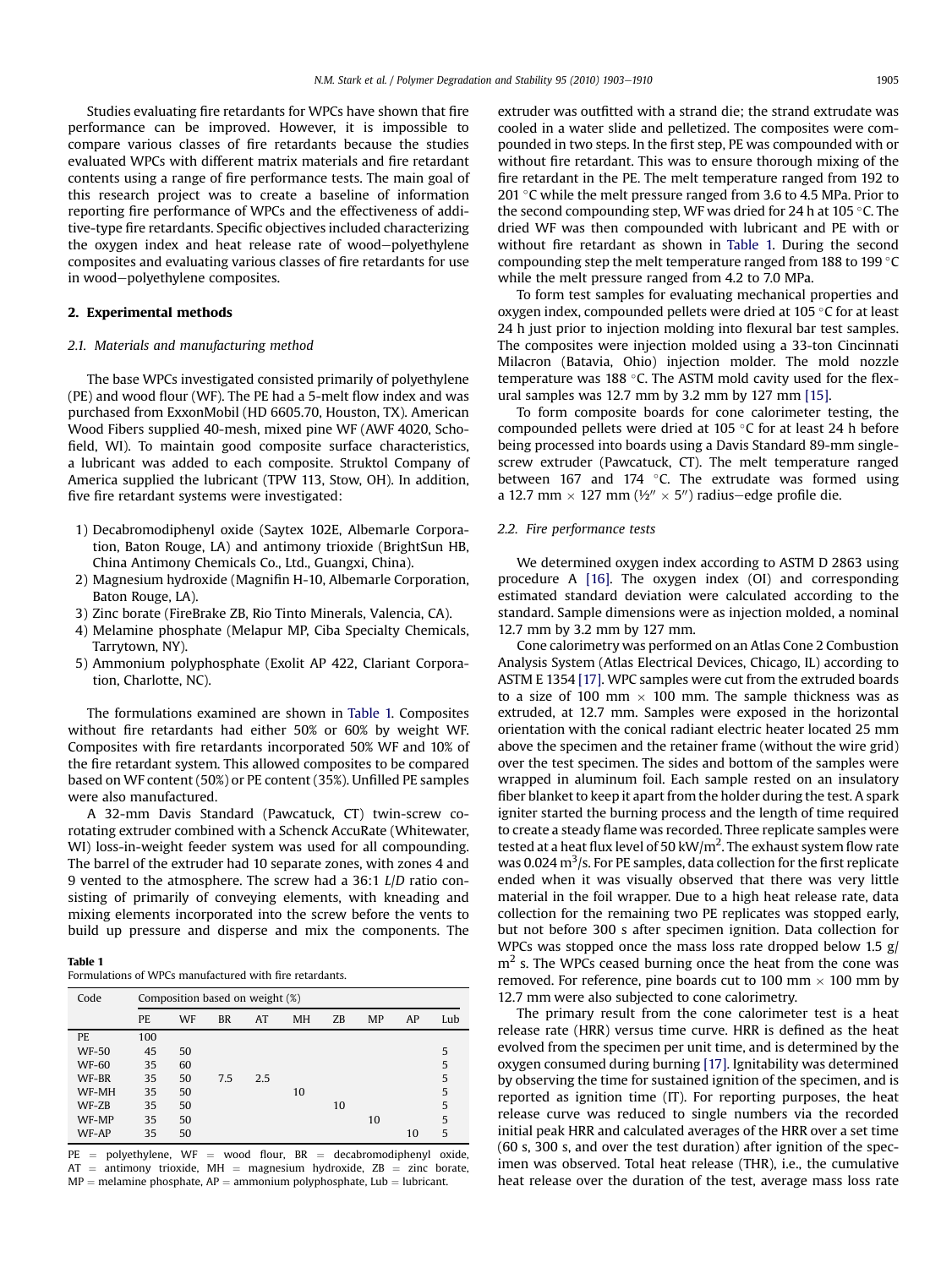Studies evaluating fire retardants for WPCs have shown that fire performance can be improved. However, it is impossible to compare various classes of fire retardants because the studies evaluated WPCs with different matrix materials and fire retardant contents using a range of fire performance tests. The main goal of this research project was to create a baseline of information reporting fire performance of WPCs and the effectiveness of additive-type fire retardants. Specific objectives included characterizing the oxygen index and heat release rate of wood–polyethylene composites and evaluating various classes of fire retardants for use in wood–polyethylene composites.

## 2. Experimental methods

### 2.1. Materials and manufacturing method

The base WPCs investigated consisted primarily of polyethylene (PE) and wood flour (WF). The PE had a 5-melt flow index and was purchased from ExxonMobil (HD 6605.70, Houston, TX). American Wood Fibers supplied 40-mesh, mixed pine WF (AWF 4020, Schofield, WI). To maintain good composite surface characteristics, a lubricant was added to each composite. Struktol Company of America supplied the lubricant (TPW 113, Stow, OH). In addition, five fire retardant systems were investigated:

1) Decabromodiphenyl oxide (Saytex 102E, Albemarle Corporation, Baton Rouge, LA) and antimony trioxide (BrightSun HB, China Antimony Chemicals Co., Ltd., Guangxi, China).
2) Magnesium hydroxide (Magnifin H-10, Albemarle Corporation, Baton Rouge, LA).
3) Zinc borate (FireBrake ZB, Rio Tinto Minerals, Valencia, CA).
4) Melamine phosphate (Melapur MP, Ciba Specialty Chemicals, Tarrytown, NY).
5) Ammonium polyphosphate (Exolit AP 422, Clariant Corporation, Charlotte, NC).

The formulations examined are shown in Table 1. Composites without fire retardants had either 50% or 60% by weight WF. Composites with fire retardants incorporated 50% WF and 10% of the fire retardant system. This allowed composites to be compared based on WF content (50%) or PE content (35%). Unfilled PE samples were also manufactured.

A 32-mm Davis Standard (Pawcatuck, CT) twin-screw co-rotating extruder combined with a Schenck AccuRate (Whitewater, WI) loss-in-weight feeder system was used for all compounding. The barrel of the extruder had 10 separate zones, with zones 4 and 9 vented to the atmosphere. The screw had a 36:1 *L*/*D* ratio consisting of primarily of conveying elements, with kneading and mixing elements incorporated into the screw before the vents to build up pressure and disperse and mix the components. The extruder was outfitted with a strand die; the strand extrudate was cooled in a water slide and pelletized. The composites were compounded in two steps. In the first step, PE was compounded with or without fire retardant. This was to ensure thorough mixing of the fire retardant in the PE. The melt temperature ranged from 192 to 201 °C while the melt pressure ranged from 3.6 to 4.5 MPa. Prior to the second compounding step, WF was dried for 24 h at 105 °C. The dried WF was then compounded with lubricant and PE with or without fire retardant as shown in Table 1. During the second compounding step the melt temperature ranged from 188 to 199 °C while the melt pressure ranged from 4.2 to 7.0 MPa.

**Table 1**
Formulations of WPCs manufactured with fire retardants.

| Code | Composition based on weight (%) | | | | | | | | |
|---|---|---|---|---|---|---|---|---|---|
| | PE | WF | BR | AT | MH | ZB | MP | AP | Lub |
| PE | 100 | | | | | | | | |
| WF-50 | 45 | 50 | | | | | | | 5 |
| WF-60 | 35 | 60 | | | | | | | 5 |
| WF-BR | 35 | 50 | 7.5 | 2.5 | | | | | 5 |
| WF-MH | 35 | 50 | | | 10 | | | | 5 |
| WF-ZB | 35 | 50 | | | | 10 | | | 5 |
| WF-MP | 35 | 50 | | | | | 10 | | 5 |
| WF-AP | 35 | 50 | | | | | | 10 | 5 |

PE = polyethylene, WF = wood flour, BR = decabromodiphenyl oxide, AT = antimony trioxide, MH = magnesium hydroxide, ZB = zinc borate, MP = melamine phosphate, AP = ammonium polyphosphate, Lub = lubricant.

To form test samples for evaluating mechanical properties and oxygen index, compounded pellets were dried at 105 °C for at least 24 h just prior to injection molding into flexural bar test samples. The composites were injection molded using a 33-ton Cincinnati Milacron (Batavia, Ohio) injection molder. The mold nozzle temperature was 188 °C. The ASTM mold cavity used for the flexural samples was 12.7 mm by 3.2 mm by 127 mm [15].

To form composite boards for cone calorimeter testing, the compounded pellets were dried at 105 °C for at least 24 h before being processed into boards using a Davis Standard 89-mm single-screw extruder (Pawcatuck, CT). The melt temperature ranged between 167 and 174 °C. The extrudate was formed using a 12.7 mm × 127 mm (½″ × 5″) radius–edge profile die.

### 2.2. Fire performance tests

We determined oxygen index according to ASTM D 2863 using procedure A [16]. The oxygen index (OI) and corresponding estimated standard deviation were calculated according to the standard. Sample dimensions were as injection molded, a nominal 12.7 mm by 3.2 mm by 127 mm.

Cone calorimetry was performed on an Atlas Cone 2 Combustion Analysis System (Atlas Electrical Devices, Chicago, IL) according to ASTM E 1354 [17]. WPC samples were cut from the extruded boards to a size of 100 mm × 100 mm. The sample thickness was as extruded, at 12.7 mm. Samples were exposed in the horizontal orientation with the conical radiant electric heater located 25 mm above the specimen and the retainer frame (without the wire grid) over the test specimen. The sides and bottom of the samples were wrapped in aluminum foil. Each sample rested on an insulatory fiber blanket to keep it apart from the holder during the test. A spark igniter started the burning process and the length of time required to create a steady flame was recorded. Three replicate samples were tested at a heat flux level of 50 kW/$m^2$. The exhaust system flow rate was 0.024 $m^3$/s. For PE samples, data collection for the first replicate ended when it was visually observed that there was very little material in the foil wrapper. Due to a high heat release rate, data collection for the remaining two PE replicates was stopped early, but not before 300 s after specimen ignition. Data collection for WPCs was stopped once the mass loss rate dropped below 1.5 g/$m^2$ s. The WPCs ceased burning once the heat from the cone was removed. For reference, pine boards cut to 100 mm × 100 mm by 12.7 mm were also subjected to cone calorimetry.

The primary result from the cone calorimeter test is a heat release rate (HRR) versus time curve. HRR is defined as the heat evolved from the specimen per unit time, and is determined by the oxygen consumed during burning [17]. Ignitability was determined by observing the time for sustained ignition of the specimen, and is reported as ignition time (IT). For reporting purposes, the heat release curve was reduced to single numbers via the recorded initial peak HRR and calculated averages of the HRR over a set time (60 s, 300 s, and over the test duration) after ignition of the specimen was observed. Total heat release (THR), i.e., the cumulative heat release over the duration of the test, average mass loss rate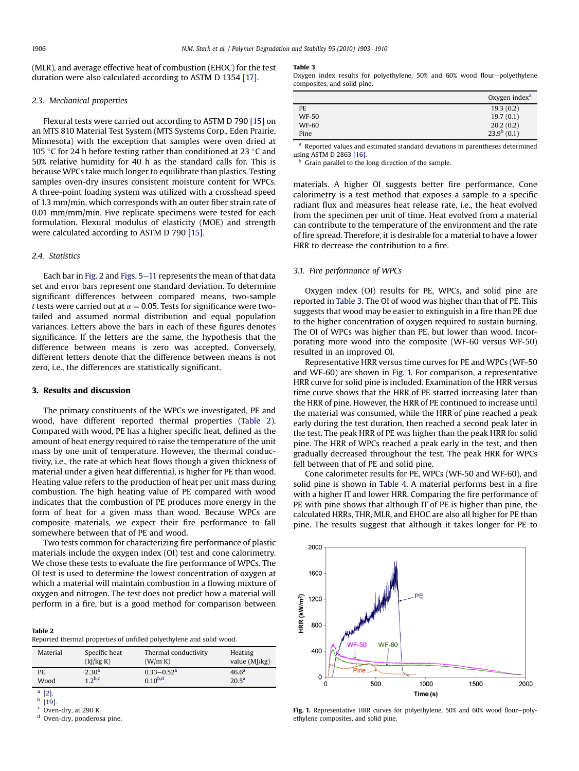(MLR), and average effective heat of combustion (EHOC) for the test duration were also calculated according to ASTM D 1354 [17].

### 2.3. Mechanical properties

Flexural tests were carried out according to ASTM D 790 [15] on an MTS 810 Material Test System (MTS Systems Corp., Eden Prairie, Minnesota) with the exception that samples were oven dried at 105 °C for 24 h before testing rather than conditioned at 23 °C and 50% relative humidity for 40 h as the standard calls for. This is because WPCs take much longer to equilibrate than plastics. Testing samples oven-dry insures consistent moisture content for WPCs. A three-point loading system was utilized with a crosshead speed of 1.3 mm/min, which corresponds with an outer fiber strain rate of 0.01 mm/mm/min. Five replicate specimens were tested for each formulation. Flexural modulus of elasticity (MOE) and strength were calculated according to ASTM D 790 [15].

### 2.4. Statistics

Each bar in Fig. 2 and Figs. 5–11 represents the mean of that data set and error bars represent one standard deviation. To determine significant differences between compared means, two-sample *t* tests were carried out at $\alpha = 0.05$. Tests for significance were two-tailed and assumed normal distribution and equal population variances. Letters above the bars in each of these figures denotes significance. If the letters are the same, the hypothesis that the difference between means is zero was accepted. Conversely, different letters denote that the difference between means is not zero, i.e., the differences are statistically significant.

## 3. Results and discussion

The primary constituents of the WPCs we investigated, PE and wood, have different reported thermal properties (Table 2). Compared with wood, PE has a higher specific heat, defined as the amount of heat energy required to raise the temperature of the unit mass by one unit of temperature. However, the thermal conductivity, i.e., the rate at which heat flows though a given thickness of material under a given heat differential, is higher for PE than wood. Heating value refers to the production of heat per unit mass during combustion. The high heating value of PE compared with wood indicates that the combustion of PE produces more energy in the form of heat for a given mass than wood. Because WPCs are composite materials, we expect their fire performance to fall somewhere between that of PE and wood.

Two tests common for characterizing fire performance of plastic materials include the oxygen index (OI) test and cone calorimetry. We chose these tests to evaluate the fire performance of WPCs. The OI test is used to determine the lowest concentration of oxygen at which a material will maintain combustion in a flowing mixture of oxygen and nitrogen. The test does not predict how a material will perform in a fire, but is a good method for comparison between materials. A higher OI suggests better fire performance. Cone calorimetry is a test method that exposes a sample to a specific radiant flux and measures heat release rate, i.e., the heat evolved from the specimen per unit of time. Heat evolved from a material can contribute to the temperature of the environment and the rate of fire spread. Therefore, it is desirable for a material to have a lower HRR to decrease the contribution to a fire.

**Table 2**
Reported thermal properties of unfilled polyethylene and solid wood.

| Material | Specific heat (kJ/kg K) | Thermal conductivity (W/m K) | Heating value (MJ/kg) |
|---|---|---|---|
| PE | 2.30[a] | 0.33–0.52[a] | 46.6[a] |
| Wood | 1.2[b,c] | 0.10[b,d] | 20.5[a] |

[a] [2].
[b] [19].
[c] Oven-dry, at 290 K.
[d] Oven-dry, ponderosa pine.

**Table 3**
Oxygen index results for polyethylene, 50% and 60% wood flour–polyethylene composites, and solid pine.

| | Oxygen index[a] |
|---|---|
| PE | 19.3 (0.2) |
| WF-50 | 19.7 (0.1) |
| WF-60 | 20.2 (0.2) |
| Pine | 23.9[b] (0.1) |

[a] Reported values and estimated standard deviations in parentheses determined using ASTM D 2863 [16].
[b] Grain parallel to the long direction of the sample.

### 3.1. Fire performance of WPCs

Oxygen index (OI) results for PE, WPCs, and solid pine are reported in Table 3. The OI of wood was higher than that of PE. This suggests that wood may be easier to extinguish in a fire than PE due to the higher concentration of oxygen required to sustain burning. The OI of WPCs was higher than PE, but lower than wood. Incorporating more wood into the composite (WF-60 versus WF-50) resulted in an improved OI.

Representative HRR versus time curves for PE and WPCs (WF-50 and WF-60) are shown in Fig. 1. For comparison, a representative HRR curve for solid pine is included. Examination of the HRR versus time curve shows that the HRR of PE started increasing later than the HRR of pine. However, the HRR of PE continued to increase until the material was consumed, while the HRR of pine reached a peak early during the test duration, then reached a second peak later in the test. The peak HRR of PE was higher than the peak HRR for solid pine. The HRR of WPCs reached a peak early in the test, and then gradually decreased throughout the test. The peak HRR for WPCs fell between that of PE and solid pine.

Cone calorimeter results for PE, WPCs (WF-50 and WF-60), and solid pine is shown in Table 4. A material performs best in a fire with a higher IT and lower HRR. Comparing the fire performance of PE with pine shows that although IT of PE is higher than pine, the calculated HRRs, THR, MLR, and EHOC are also all higher for PE than pine. The results suggest that although it takes longer for PE to

**Fig. 1.** Representative HRR curves for polyethylene, 50% and 60% wood flour–polyethylene composites, and solid pine.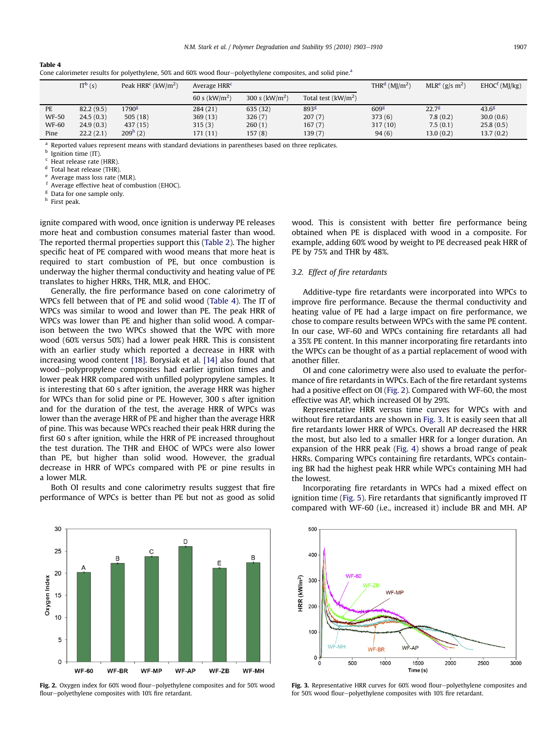**Table 4**
Cone calorimeter results for polyethylene, 50% and 60% wood flour–polyethylene composites, and solid pine.[a]

| | IT[b] (s) | Peak HRR[c] (kW/m²) | Average HRR[c] | | | THR[d] (MJ/m²) | MLR[e] (g/s m²) | EHOC[f] (MJ/kg) |
|---|---|---|---|---|---|---|---|---|
| | | | 60 s (kW/m²) | 300 s (kW/m²) | Total test (kW/m²) | | | |
| PE | 82.2 (9.5) | 1790[g] | 284 (21) | 635 (32) | 893[g] | 609[g] | 22.7[g] | 43.6[g] |
| WF-50 | 24.5 (0.3) | 505 (18) | 369 (13) | 326 (7) | 207 (7) | 373 (6) | 7.8 (0.2) | 30.0 (0.6) |
| WF-60 | 24.9 (0.3) | 437 (15) | 315 (3) | 260 (1) | 167 (7) | 317 (10) | 7.5 (0.1) | 25.8 (0.5) |
| Pine | 22.2 (2.1) | 209[h] (2) | 171 (11) | 157 (8) | 139 (7) | 94 (6) | 13.0 (0.2) | 13.7 (0.2) |

[a] Reported values represent means with standard deviations in parentheses based on three replicates.
[b] Ignition time (IT).
[c] Heat release rate (HRR).
[d] Total heat release (THR).
[e] Average mass loss rate (MLR).
[f] Average effective heat of combustion (EHOC).
[g] Data for one sample only.
[h] First peak.

ignite compared with wood, once ignition is underway PE releases more heat and combustion consumes material faster than wood. The reported thermal properties support this (Table 2). The higher specific heat of PE compared with wood means that more heat is required to start combustion of PE, but once combustion is underway the higher thermal conductivity and heating value of PE translates to higher HRRs, THR, MLR, and EHOC.

Generally, the fire performance based on cone calorimetry of WPCs fell between that of PE and solid wood (Table 4). The IT of WPCs was similar to wood and lower than PE. The peak HRR of WPCs was lower than PE and higher than solid wood. A comparison between the two WPCs showed that the WPC with more wood (60% versus 50%) had a lower peak HRR. This is consistent with an earlier study which reported a decrease in HRR with increasing wood content [18]. Borysiak et al. [14] also found that wood–polypropylene composites had earlier ignition times and lower peak HRR compared with unfilled polypropylene samples. It is interesting that 60 s after ignition, the average HRR was higher for WPCs than for solid pine or PE. However, 300 s after ignition and for the duration of the test, the average HRR of WPCs was lower than the average HRR of PE and higher than the average HRR of pine. This was because WPCs reached their peak HRR during the first 60 s after ignition, while the HRR of PE increased throughout the test duration. The THR and EHOC of WPCs were also lower than PE, but higher than solid wood. However, the gradual decrease in HRR of WPCs compared with PE or pine results in a lower MLR.

Both OI results and cone calorimetry results suggest that fire performance of WPCs is better than PE but not as good as solid wood. This is consistent with better fire performance being obtained when PE is displaced with wood in a composite. For example, adding 60% wood by weight to PE decreased peak HRR of PE by 75% and THR by 48%.

### 3.2. Effect of fire retardants

Additive-type fire retardants were incorporated into WPCs to improve fire performance. Because the thermal conductivity and heating value of PE had a large impact on fire performance, we chose to compare results between WPCs with the same PE content. In our case, WF-60 and WPCs containing fire retardants all had a 35% PE content. In this manner incorporating fire retardants into the WPCs can be thought of as a partial replacement of wood with another filler.

OI and cone calorimetry were also used to evaluate the performance of fire retardants in WPCs. Each of the fire retardant systems had a positive effect on OI (Fig. 2). Compared with WF-60, the most effective was AP, which increased OI by 29%.

Representative HRR versus time curves for WPCs with and without fire retardants are shown in Fig. 3. It is easily seen that all fire retardants lower HRR of WPCs. Overall AP decreased the HRR the most, but also led to a smaller HRR for a longer duration. An expansion of the HRR peak (Fig. 4) shows a broad range of peak HRRs. Comparing WPCs containing fire retardants, WPCs containing BR had the highest peak HRR while WPCs containing MH had the lowest.

Incorporating fire retardants in WPCs had a mixed effect on ignition time (Fig. 5). Fire retardants that significantly improved IT compared with WF-60 (i.e., increased it) include BR and MH. AP

**Fig. 2.** Oxygen index for 60% wood flour–polyethylene composites and for 50% wood flour–polyethylene composites with 10% fire retardant.

**Fig. 3.** Representative HRR curves for 60% wood flour–polyethylene composites and for 50% wood flour–polyethylene composites with 10% fire retardant.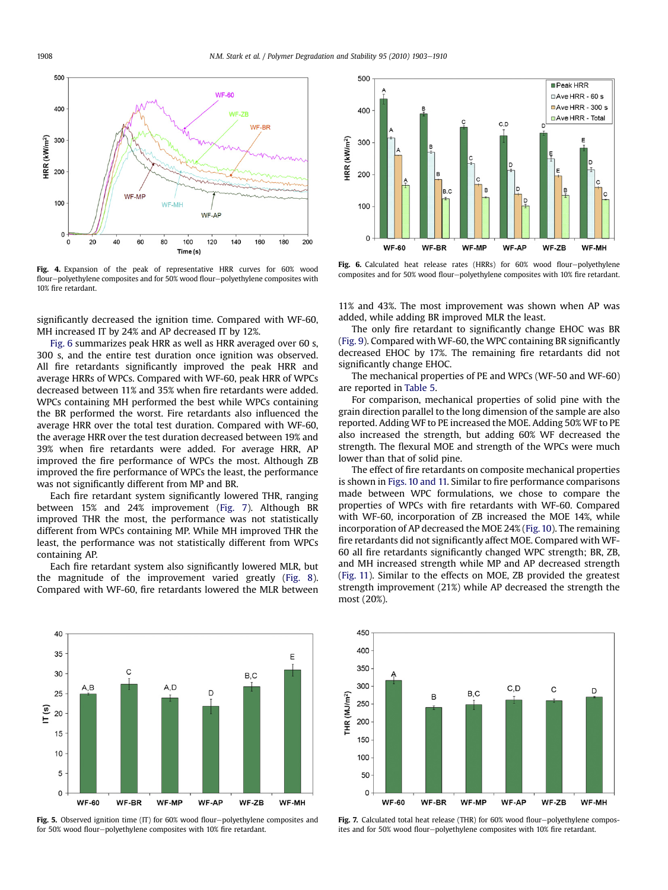Fig. 4. Expansion of the peak of representative HRR curves for 60% wood flour–polyethylene composites and for 50% wood flour–polyethylene composites with 10% fire retardant.

Fig. 6. Calculated heat release rates (HRRs) for 60% wood flour–polyethylene composites and for 50% wood flour–polyethylene composites with 10% fire retardant.

significantly decreased the ignition time. Compared with WF-60, MH increased IT by 24% and AP decreased IT by 12%.

Fig. 6 summarizes peak HRR as well as HRR averaged over 60 s, 300 s, and the entire test duration once ignition was observed. All fire retardants significantly improved the peak HRR and average HRRs of WPCs. Compared with WF-60, peak HRR of WPCs decreased between 11% and 35% when fire retardants were added. WPCs containing MH performed the best while WPCs containing the BR performed the worst. Fire retardants also influenced the average HRR over the total test duration. Compared with WF-60, the average HRR over the test duration decreased between 19% and 39% when fire retardants were added. For average HRR, AP improved the fire performance of WPCs the most. Although ZB improved the fire performance of WPCs the least, the performance was not significantly different from MP and BR.

Each fire retardant system significantly lowered THR, ranging between 15% and 24% improvement (Fig. 7). Although BR improved THR the most, the performance was not statistically different from WPCs containing MP. While MH improved THR the least, the performance was not statistically different from WPCs containing AP.

Each fire retardant system also significantly lowered MLR, but the magnitude of the improvement varied greatly (Fig. 8). Compared with WF-60, fire retardants lowered the MLR between 11% and 43%. The most improvement was shown when AP was added, while adding BR improved MLR the least.

The only fire retardant to significantly change EHOC was BR (Fig. 9). Compared with WF-60, the WPC containing BR significantly decreased EHOC by 17%. The remaining fire retardants did not significantly change EHOC.

The mechanical properties of PE and WPCs (WF-50 and WF-60) are reported in Table 5.

For comparison, mechanical properties of solid pine with the grain direction parallel to the long dimension of the sample are also reported. Adding WF to PE increased the MOE. Adding 50% WF to PE also increased the strength, but adding 60% WF decreased the strength. The flexural MOE and strength of the WPCs were much lower than that of solid pine.

The effect of fire retardants on composite mechanical properties is shown in Figs. 10 and 11. Similar to fire performance comparisons made between WPC formulations, we chose to compare the properties of WPCs with fire retardants with WF-60. Compared with WF-60, incorporation of ZB increased the MOE 14%, while incorporation of AP decreased the MOE 24% (Fig. 10). The remaining fire retardants did not significantly affect MOE. Compared with WF-60 all fire retardants significantly changed WPC strength; BR, ZB, and MH increased strength while MP and AP decreased strength (Fig. 11). Similar to the effects on MOE, ZB provided the greatest strength improvement (21%) while AP decreased the strength the most (20%).

Fig. 5. Observed ignition time (IT) for 60% wood flour–polyethylene composites and for 50% wood flour–polyethylene composites with 10% fire retardant.

Fig. 7. Calculated total heat release (THR) for 60% wood flour–polyethylene composites and for 50% wood flour–polyethylene composites with 10% fire retardant.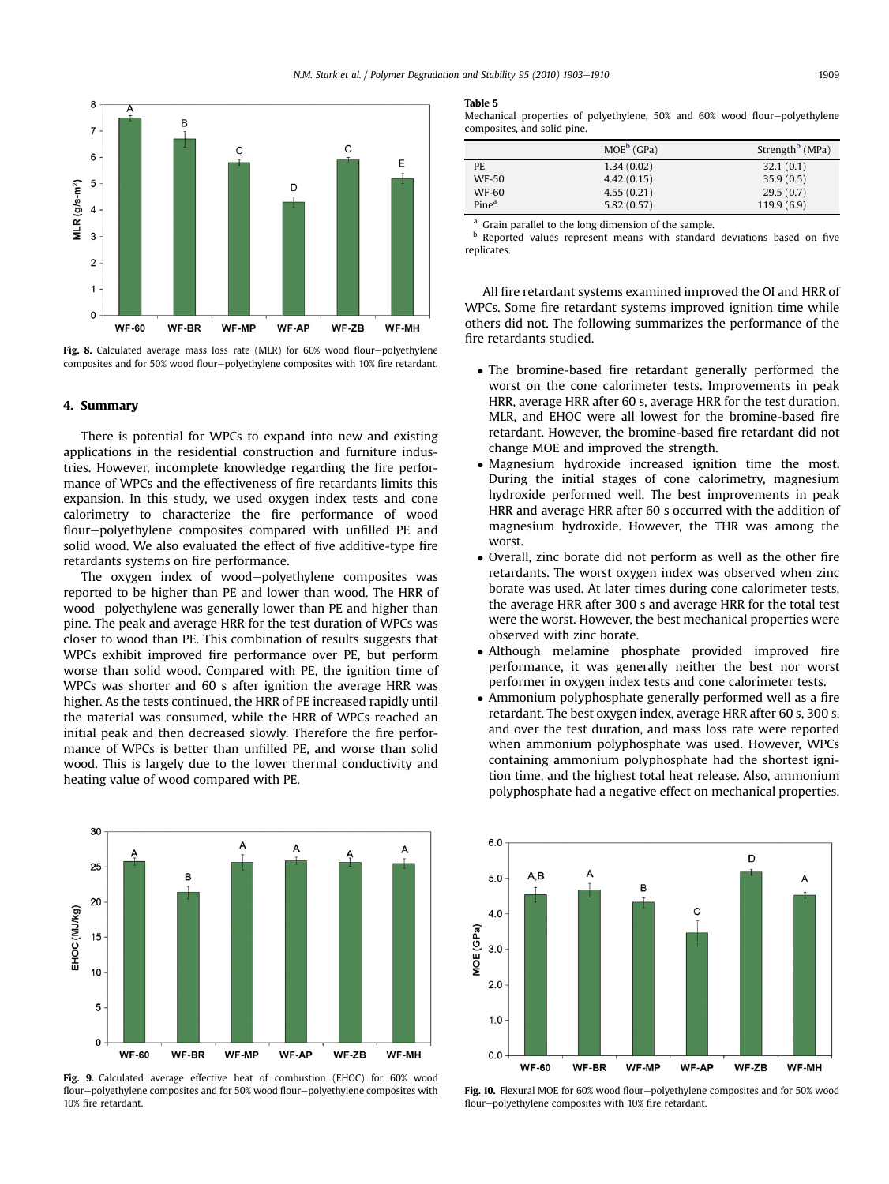Fig. 8. Calculated average mass loss rate (MLR) for 60% wood flour–polyethylene composites and for 50% wood flour–polyethylene composites with 10% fire retardant.

## 4. Summary

There is potential for WPCs to expand into new and existing applications in the residential construction and furniture industries. However, incomplete knowledge regarding the fire performance of WPCs and the effectiveness of fire retardants limits this expansion. In this study, we used oxygen index tests and cone calorimetry to characterize the fire performance of wood flour–polyethylene composites compared with unfilled PE and solid wood. We also evaluated the effect of five additive-type fire retardants systems on fire performance.

The oxygen index of wood–polyethylene composites was reported to be higher than PE and lower than wood. The HRR of wood–polyethylene was generally lower than PE and higher than pine. The peak and average HRR for the test duration of WPCs was closer to wood than PE. This combination of results suggests that WPCs exhibit improved fire performance over PE, but perform worse than solid wood. Compared with PE, the ignition time of WPCs was shorter and 60 s after ignition the average HRR was higher. As the tests continued, the HRR of PE increased rapidly until the material was consumed, while the HRR of WPCs reached an initial peak and then decreased slowly. Therefore the fire performance of WPCs is better than unfilled PE, and worse than solid wood. This is largely due to the lower thermal conductivity and heating value of wood compared with PE.

**Table 5**
Mechanical properties of polyethylene, 50% and 60% wood flour–polyethylene composites, and solid pine.

| | MOE[b] (GPa) | Strength[b] (MPa) |
|---|---|---|
| PE | 1.34 (0.02) | 32.1 (0.1) |
| WF-50 | 4.42 (0.15) | 35.9 (0.5) |
| WF-60 | 4.55 (0.21) | 29.5 (0.7) |
| Pine[a] | 5.82 (0.57) | 119.9 (6.9) |

[a] Grain parallel to the long dimension of the sample.
[b] Reported values represent means with standard deviations based on five replicates.

All fire retardant systems examined improved the OI and HRR of WPCs. Some fire retardant systems improved ignition time while others did not. The following summarizes the performance of the fire retardants studied.

- The bromine-based fire retardant generally performed the worst on the cone calorimeter tests. Improvements in peak HRR, average HRR after 60 s, average HRR for the test duration, MLR, and EHOC were all lowest for the bromine-based fire retardant. However, the bromine-based fire retardant did not change MOE and improved the strength.
- Magnesium hydroxide increased ignition time the most. During the initial stages of cone calorimetry, magnesium hydroxide performed well. The best improvements in peak HRR and average HRR after 60 s occurred with the addition of magnesium hydroxide. However, the THR was among the worst.
- Overall, zinc borate did not perform as well as the other fire retardants. The worst oxygen index was observed when zinc borate was used. At later times during cone calorimeter tests, the average HRR after 300 s and average HRR for the total test were the worst. However, the best mechanical properties were observed with zinc borate.
- Although melamine phosphate provided improved fire performance, it was generally neither the best nor worst performer in oxygen index tests and cone calorimeter tests.
- Ammonium polyphosphate generally performed well as a fire retardant. The best oxygen index, average HRR after 60 s, 300 s, and over the test duration, and mass loss rate were reported when ammonium polyphosphate was used. However, WPCs containing ammonium polyphosphate had the shortest ignition time, and the highest total heat release. Also, ammonium polyphosphate had a negative effect on mechanical properties.

Fig. 9. Calculated average effective heat of combustion (EHOC) for 60% wood flour–polyethylene composites and for 50% wood flour–polyethylene composites with 10% fire retardant.

Fig. 10. Flexural MOE for 60% wood flour–polyethylene composites and for 50% wood flour–polyethylene composites with 10% fire retardant.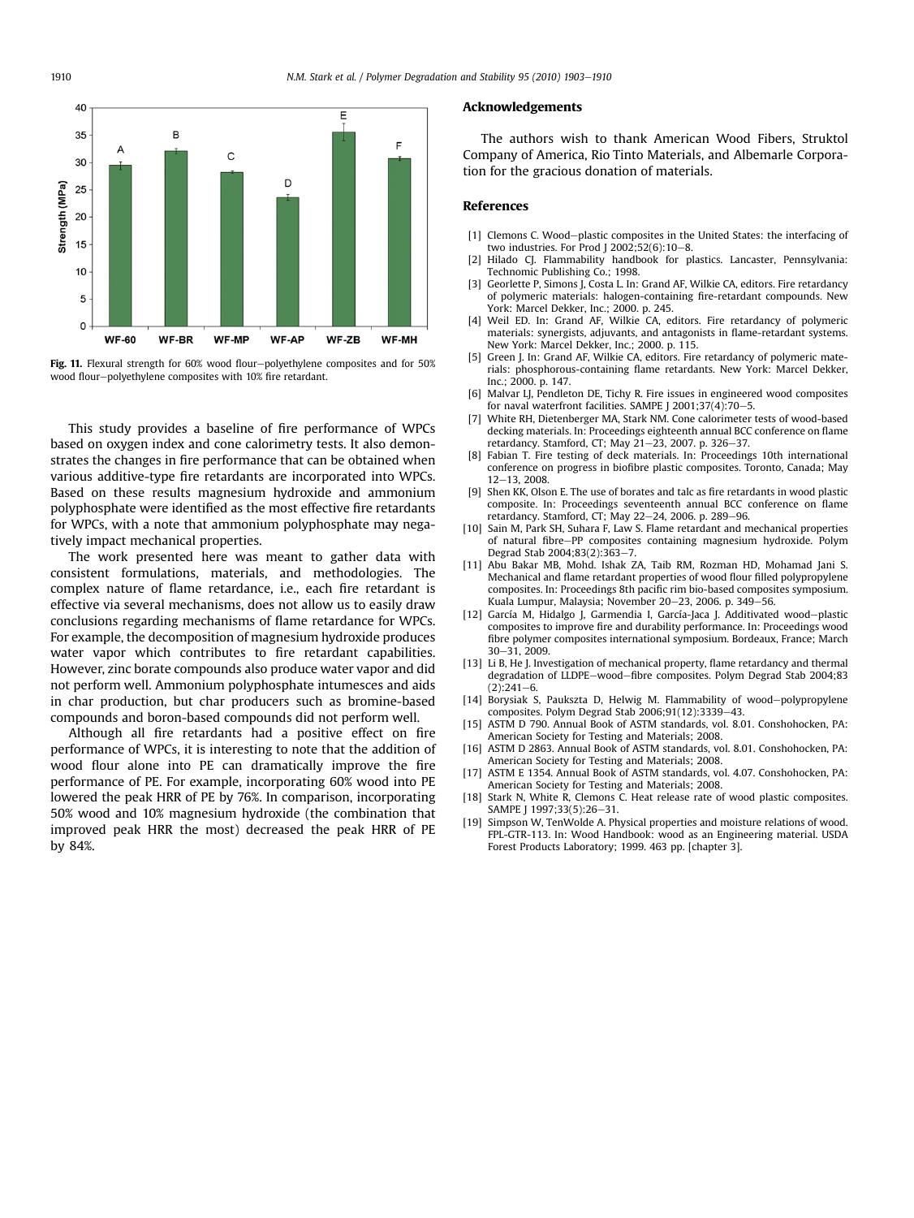40
35
30
25
20
15
10
5
0

Strength (MPa)

A
B
C
D
E
F

WF-60
WF-BR
WF-MP
WF-AP
WF-ZB
WF-MH

**Fig. 11.** Flexural strength for 60% wood flour–polyethylene composites and for 50% wood flour–polyethylene composites with 10% fire retardant.

This study provides a baseline of fire performance of WPCs based on oxygen index and cone calorimetry tests. It also demonstrates the changes in fire performance that can be obtained when various additive-type fire retardants are incorporated into WPCs. Based on these results magnesium hydroxide and ammonium polyphosphate were identified as the most effective fire retardants for WPCs, with a note that ammonium polyphosphate may negatively impact mechanical properties.

The work presented here was meant to gather data with consistent formulations, materials, and methodologies. The complex nature of flame retardance, i.e., each fire retardant is effective via several mechanisms, does not allow us to easily draw conclusions regarding mechanisms of flame retardance for WPCs. For example, the decomposition of magnesium hydroxide produces water vapor which contributes to fire retardant capabilities. However, zinc borate compounds also produce water vapor and did not perform well. Ammonium polyphosphate intumesces and aids in char production, but char producers such as bromine-based compounds and boron-based compounds did not perform well.

Although all fire retardants had a positive effect on fire performance of WPCs, it is interesting to note that the addition of wood flour alone into PE can dramatically improve the fire performance of PE. For example, incorporating 60% wood into PE lowered the peak HRR of PE by 76%. In comparison, incorporating 50% wood and 10% magnesium hydroxide (the combination that improved peak HRR the most) decreased the peak HRR of PE by 84%.

## Acknowledgements

The authors wish to thank American Wood Fibers, Struktol Company of America, Rio Tinto Materials, and Albemarle Corporation for the gracious donation of materials.

## References

[1] Clemons C. Wood–plastic composites in the United States: the interfacing of two industries. For Prod J 2002;52(6):10–8.

[2] Hilado CJ. Flammability handbook for plastics. Lancaster, Pennsylvania: Technomic Publishing Co.; 1998.

[3] Georlette P, Simons J, Costa L. In: Grand AF, Wilkie CA, editors. Fire retardancy of polymeric materials: halogen-containing fire-retardant compounds. New York: Marcel Dekker, Inc.; 2000. p. 245.

[4] Weil ED. In: Grand AF, Wilkie CA, editors. Fire retardancy of polymeric materials: synergists, adjuvants, and antagonists in flame-retardant systems. New York: Marcel Dekker, Inc.; 2000. p. 115.

[5] Green J. In: Grand AF, Wilkie CA, editors. Fire retardancy of polymeric materials: phosphorous-containing flame retardants. New York: Marcel Dekker, Inc.; 2000. p. 147.

[6] Malvar LJ, Pendleton DE, Tichy R. Fire issues in engineered wood composites for naval waterfront facilities. SAMPE J 2001;37(4):70–5.

[7] White RH, Dietenberger MA, Stark NM. Cone calorimeter tests of wood-based decking materials. In: Proceedings eighteenth annual BCC conference on flame retardancy. Stamford, CT; May 21–23, 2007. p. 326–37.

[8] Fabian T. Fire testing of deck materials. In: Proceedings 10th international conference on progress in biofibre plastic composites. Toronto, Canada; May 12–13, 2008.

[9] Shen KK, Olson E. The use of borates and talc as fire retardants in wood plastic composite. In: Proceedings seventeenth annual BCC conference on flame retardancy. Stamford, CT; May 22–24, 2006. p. 289–96.

[10] Sain M, Park SH, Suhara F, Law S. Flame retardant and mechanical properties of natural fibre–PP composites containing magnesium hydroxide. Polym Degrad Stab 2004;83(2):363–7.

[11] Abu Bakar MB, Mohd. Ishak ZA, Taib RM, Rozman HD, Mohamad Jani S. Mechanical and flame retardant properties of wood flour filled polypropylene composites. In: Proceedings 8th pacific rim bio-based composites symposium. Kuala Lumpur, Malaysia; November 20–23, 2006. p. 349–56.

[12] García M, Hidalgo J, Garmendia I, García-Jaca J. Additivated wood–plastic composites to improve fire and durability performance. In: Proceedings wood fibre polymer composites international symposium. Bordeaux, France; March 30–31, 2009.

[13] Li B, He J. Investigation of mechanical property, flame retardancy and thermal degradation of LLDPE–wood–fibre composites. Polym Degrad Stab 2004;83(2):241–6.

[14] Borysiak S, Paukszta D, Helwig M. Flammability of wood–polypropylene composites. Polym Degrad Stab 2006;91(12):3339–43.

[15] ASTM D 790. Annual Book of ASTM standards, vol. 8.01. Conshohocken, PA: American Society for Testing and Materials; 2008.

[16] ASTM D 2863. Annual Book of ASTM standards, vol. 8.01. Conshohocken, PA: American Society for Testing and Materials; 2008.

[17] ASTM E 1354. Annual Book of ASTM standards, vol. 4.07. Conshohocken, PA: American Society for Testing and Materials; 2008.

[18] Stark N, White R, Clemons C. Heat release rate of wood plastic composites. SAMPE J 1997;33(5):26–31.

[19] Simpson W, TenWolde A. Physical properties and moisture relations of wood. FPL-GTR-113. In: Wood Handbook: wood as an Engineering material. USDA Forest Products Laboratory; 1999. 463 pp. [chapter 3].